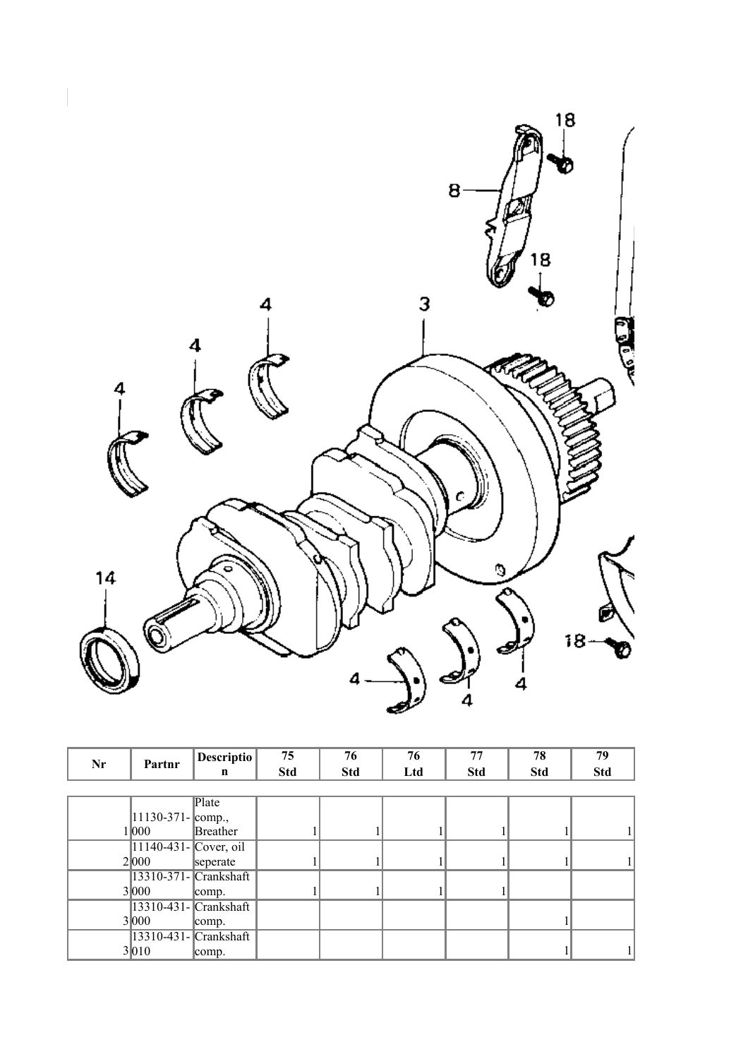| Nr | Partnr | Description | 75 Std | 76 Std | 76 Ltd | 77 Std | 78 Std | 79 Std |
|---|---|---|---|---|---|---|---|---|
| 1 | 11130-371-000 | Plate comp., Breather | 1 | 1 | 1 | 1 | 1 | 1 |
| 2 | 11140-431-000 | Cover, oil seperate | 1 | 1 | 1 | 1 | 1 | 1 |
| 3 | 13310-371-000 | Crankshaft comp. | 1 | 1 | 1 | 1 | | |
| 3 | 13310-431-000 | Crankshaft comp. | | | | | 1 | |
| 3 | 13310-431-010 | Crankshaft comp. | | | | | 1 | 1 |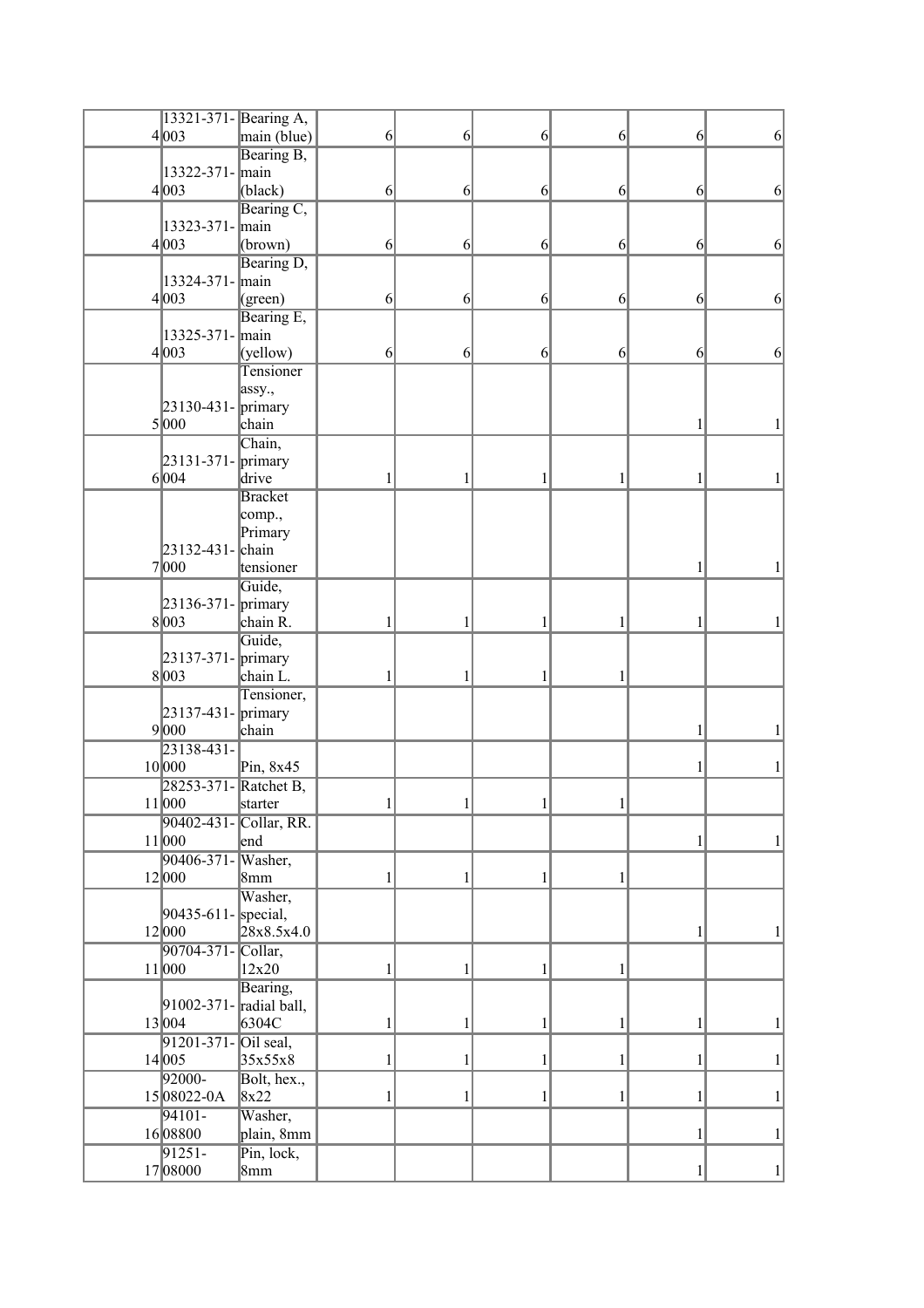| | | | | | | | | |
|---|---|---|---|---|---|---|---|---|
| 4 | 13321-371-003 | Bearing A, main (blue) | 6 | 6 | 6 | 6 | 6 | 6 |
| 4 | 13322-371-003 | Bearing B, main (black) | 6 | 6 | 6 | 6 | 6 | 6 |
| 4 | 13323-371-003 | Bearing C, main (brown) | 6 | 6 | 6 | 6 | 6 | 6 |
| 4 | 13324-371-003 | Bearing D, main (green) | 6 | 6 | 6 | 6 | 6 | 6 |
| 4 | 13325-371-003 | Bearing E, main (yellow) | 6 | 6 | 6 | 6 | 6 | 6 |
| 5 | 23130-431-000 | Tensioner assy., primary chain | | | | | 1 | 1 |
| 6 | 23131-371-004 | Chain, primary drive | 1 | 1 | 1 | 1 | 1 | 1 |
| 7 | 23132-431-000 | Bracket comp., Primary chain tensioner | | | | | 1 | 1 |
| 8 | 23136-371-003 | Guide, primary chain R. | 1 | 1 | 1 | 1 | 1 | 1 |
| 8 | 23137-371-003 | Guide, primary chain L. | 1 | 1 | 1 | 1 | | |
| 9 | 23137-431-000 | Tensioner, primary chain | | | | | 1 | 1 |
| 10 | 23138-431-000 | Pin, 8x45 | | | | | 1 | 1 |
| 11 | 28253-371-000 | Ratchet B, starter | 1 | 1 | 1 | 1 | | |
| 11 | 90402-431-000 | Collar, RR. end | | | | | 1 | 1 |
| 12 | 90406-371-000 | Washer, 8mm | 1 | 1 | 1 | 1 | | |
| 12 | 90435-611-000 | Washer, special, 28x8.5x4.0 | | | | | 1 | 1 |
| 11 | 90704-371-000 | Collar, 12x20 | 1 | 1 | 1 | 1 | | |
| 13 | 91002-371-004 | Bearing, radial ball, 6304C | 1 | 1 | 1 | 1 | 1 | 1 |
| 14 | 91201-371-005 | Oil seal, 35x55x8 | 1 | 1 | 1 | 1 | 1 | 1 |
| 15 | 92000-08022-0A | Bolt, hex., 8x22 | 1 | 1 | 1 | 1 | 1 | 1 |
| 16 | 94101-08800 | Washer, plain, 8mm | | | | | 1 | 1 |
| 17 | 91251-08000 | Pin, lock, 8mm | | | | | 1 | 1 |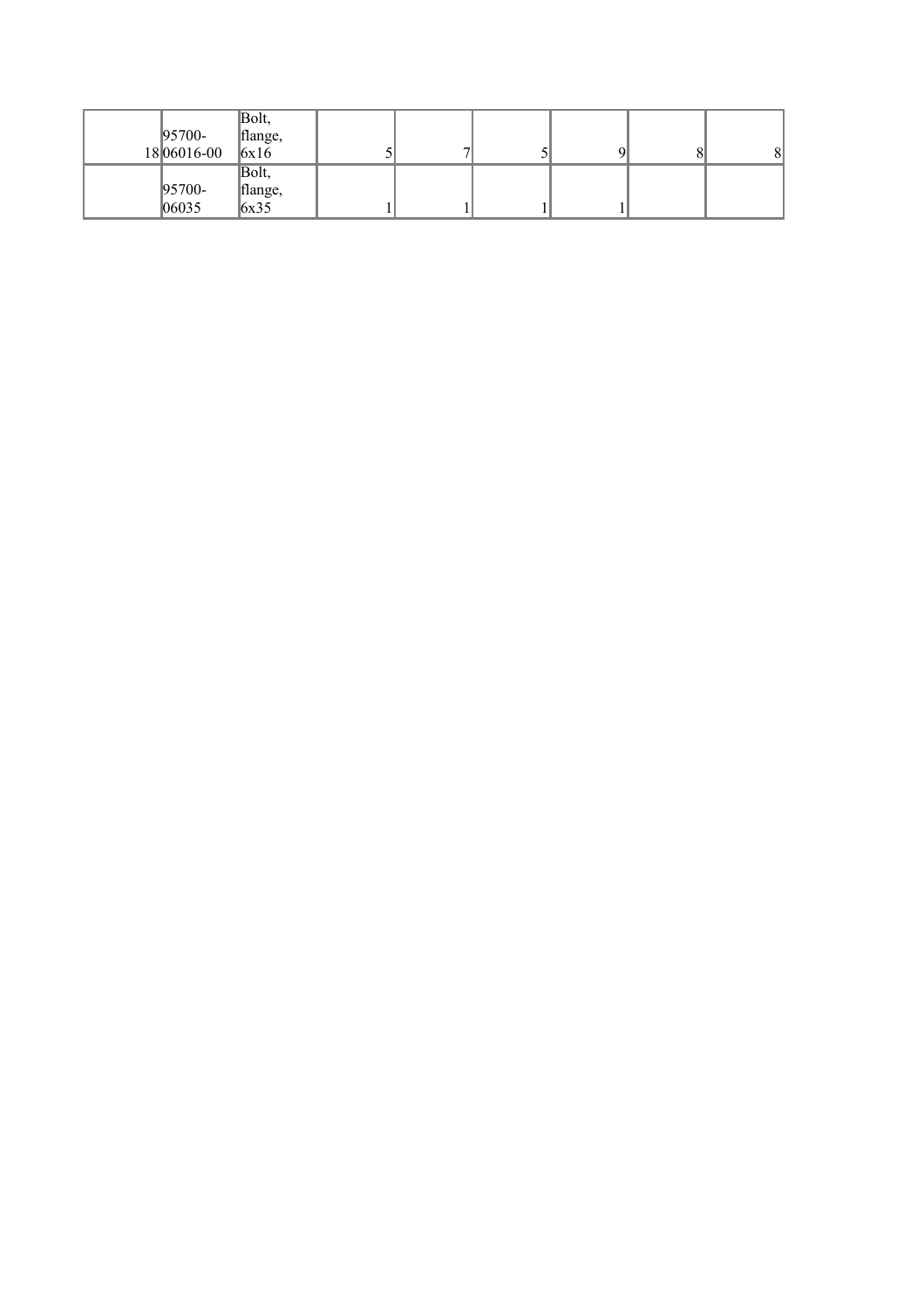| | | | | | | | | |
|---|---|---|---|---|---|---|---|---|
| 18 | 95700-06016-00 | Bolt, flange, 6x16 | 5 | 7 | 5 | 9 | 8 | 8 |
| | 95700-06035 | Bolt, flange, 6x35 | 1 | 1 | 1 | 1 | | |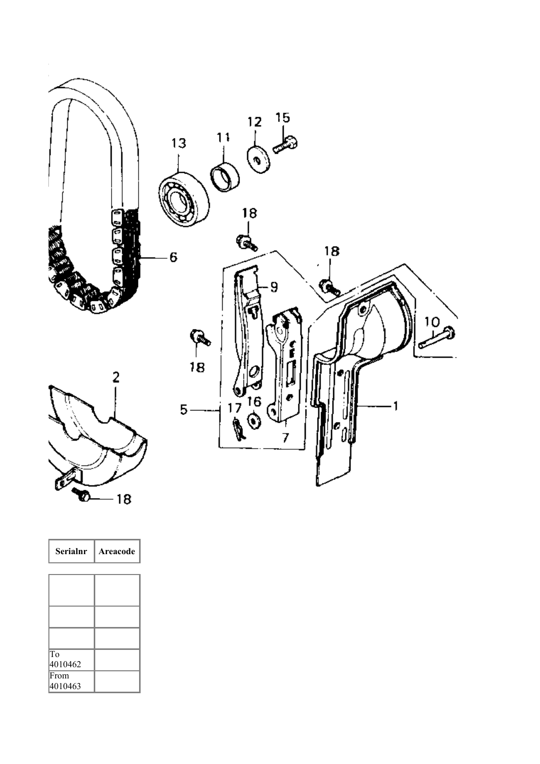| Serialnr | Areacode |
|---|---|
| | |
| | |
| | |
| To 4010462 | |
| From 4010463 | |